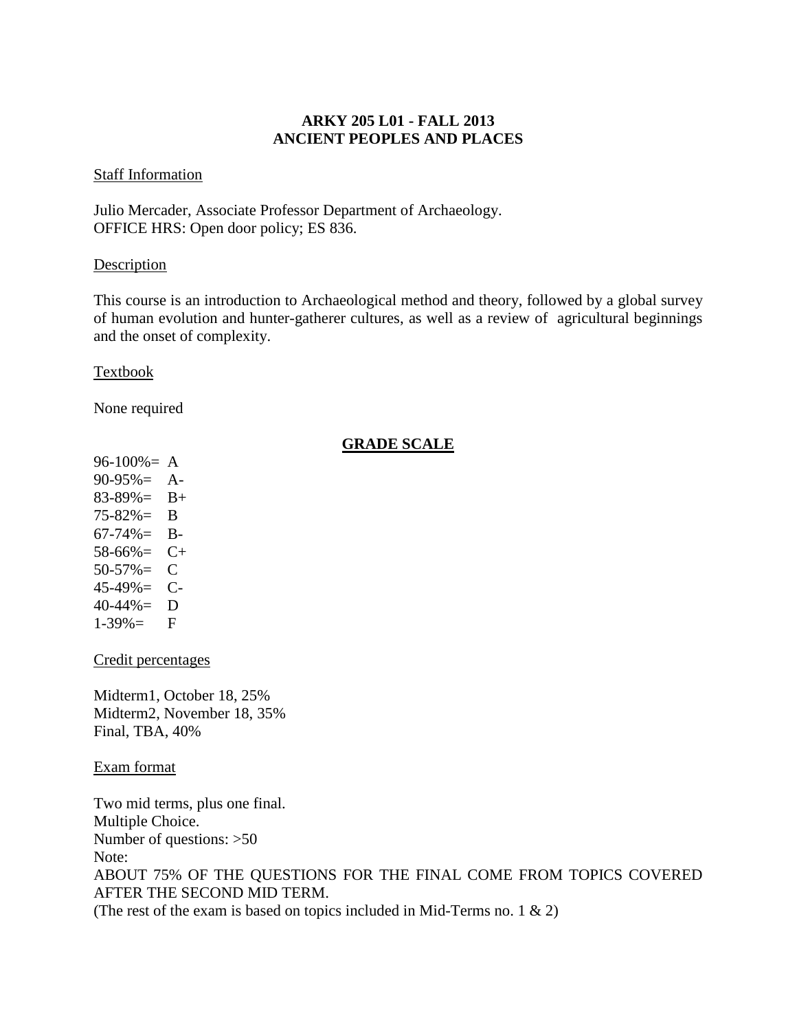# ARKY 205 L01 - FALL 2013
# ANCIENT PEOPLES AND PLACES

Staff Information

Julio Mercader, Associate Professor Department of Archaeology.
OFFICE HRS: Open door policy; ES 836.

Description

This course is an introduction to Archaeological method and theory, followed by a global survey of human evolution and hunter-gatherer cultures, as well as a review of agricultural beginnings and the onset of complexity.

Textbook

None required

## GRADE SCALE

96-100%= A
90-95%= A-
83-89%= B+
75-82%= B
67-74%= B-
58-66%= C+
50-57%= C
45-49%= C-
40-44%= D
1-39%= F

Credit percentages

Midterm1, October 18, 25%
Midterm2, November 18, 35%
Final, TBA, 40%

Exam format

Two mid terms, plus one final.
Multiple Choice.
Number of questions: >50
Note:
ABOUT 75% OF THE QUESTIONS FOR THE FINAL COME FROM TOPICS COVERED AFTER THE SECOND MID TERM.
(The rest of the exam is based on topics included in Mid-Terms no. 1 & 2)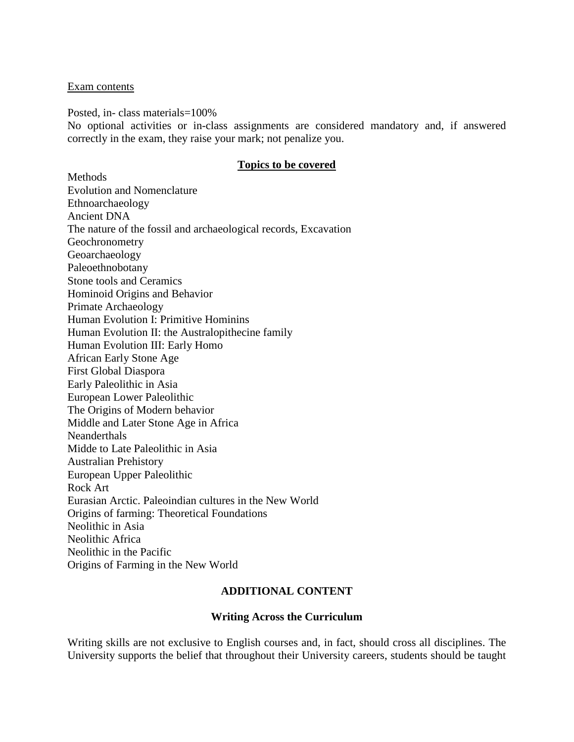Exam contents

Posted, in- class materials=100%
No optional activities or in-class assignments are considered mandatory and, if answered correctly in the exam, they raise your mark; not penalize you.

**Topics to be covered**

Methods
Evolution and Nomenclature
Ethnoarchaeology
Ancient DNA
The nature of the fossil and archaeological records, Excavation
Geochronometry
Geoarchaeology
Paleoethnobotany
Stone tools and Ceramics
Hominoid Origins and Behavior
Primate Archaeology
Human Evolution I: Primitive Hominins
Human Evolution II: the Australopithecine family
Human Evolution III: Early Homo
African Early Stone Age
First Global Diaspora
Early Paleolithic in Asia
European Lower Paleolithic
The Origins of Modern behavior
Middle and Later Stone Age in Africa
Neanderthals
Midde to Late Paleolithic in Asia
Australian Prehistory
European Upper Paleolithic
Rock Art
Eurasian Arctic. Paleoindian cultures in the New World
Origins of farming: Theoretical Foundations
Neolithic in Asia
Neolithic Africa
Neolithic in the Pacific
Origins of Farming in the New World

**ADDITIONAL CONTENT**

**Writing Across the Curriculum**

Writing skills are not exclusive to English courses and, in fact, should cross all disciplines. The University supports the belief that throughout their University careers, students should be taught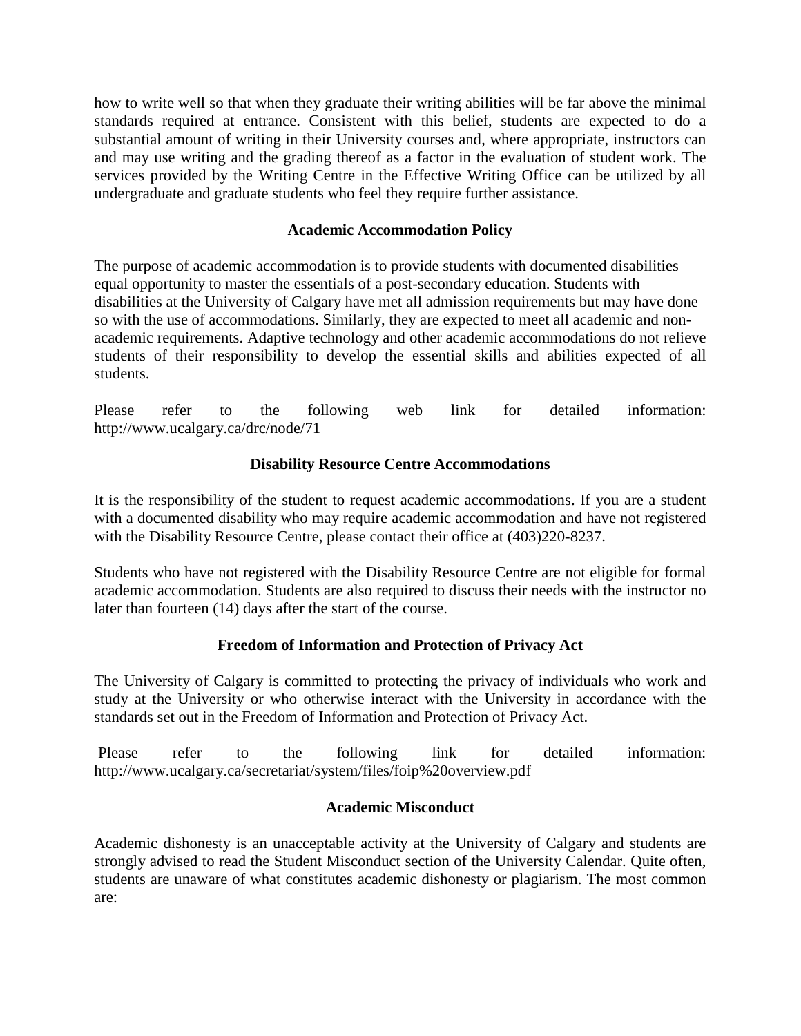how to write well so that when they graduate their writing abilities will be far above the minimal standards required at entrance. Consistent with this belief, students are expected to do a substantial amount of writing in their University courses and, where appropriate, instructors can and may use writing and the grading thereof as a factor in the evaluation of student work. The services provided by the Writing Centre in the Effective Writing Office can be utilized by all undergraduate and graduate students who feel they require further assistance.

**Academic Accommodation Policy**

The purpose of academic accommodation is to provide students with documented disabilities equal opportunity to master the essentials of a post-secondary education. Students with disabilities at the University of Calgary have met all admission requirements but may have done so with the use of accommodations. Similarly, they are expected to meet all academic and non-academic requirements. Adaptive technology and other academic accommodations do not relieve students of their responsibility to develop the essential skills and abilities expected of all students.

Please refer to the following web link for detailed information: http://www.ucalgary.ca/drc/node/71

**Disability Resource Centre Accommodations**

It is the responsibility of the student to request academic accommodations. If you are a student with a documented disability who may require academic accommodation and have not registered with the Disability Resource Centre, please contact their office at (403)220-8237.

Students who have not registered with the Disability Resource Centre are not eligible for formal academic accommodation. Students are also required to discuss their needs with the instructor no later than fourteen (14) days after the start of the course.

**Freedom of Information and Protection of Privacy Act**

The University of Calgary is committed to protecting the privacy of individuals who work and study at the University or who otherwise interact with the University in accordance with the standards set out in the Freedom of Information and Protection of Privacy Act.

Please refer to the following link for detailed information: http://www.ucalgary.ca/secretariat/system/files/foip%20overview.pdf

**Academic Misconduct**

Academic dishonesty is an unacceptable activity at the University of Calgary and students are strongly advised to read the Student Misconduct section of the University Calendar. Quite often, students are unaware of what constitutes academic dishonesty or plagiarism. The most common are: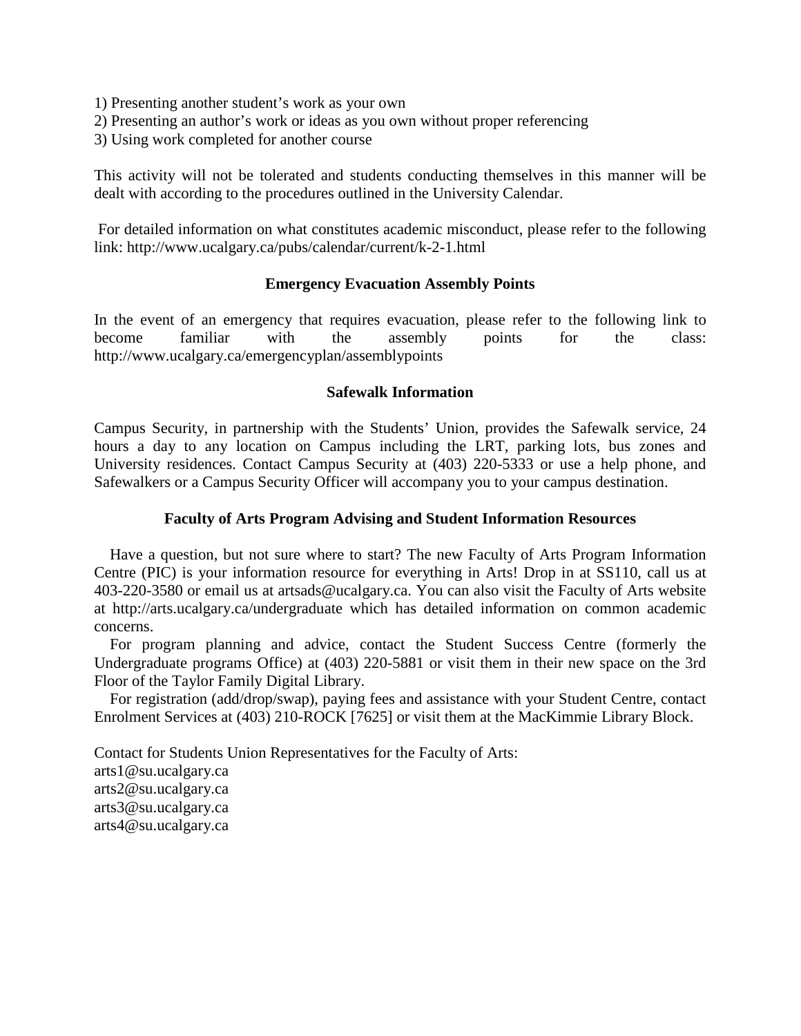1) Presenting another student's work as your own
2) Presenting an author's work or ideas as you own without proper referencing
3) Using work completed for another course

This activity will not be tolerated and students conducting themselves in this manner will be dealt with according to the procedures outlined in the University Calendar.

For detailed information on what constitutes academic misconduct, please refer to the following link: http://www.ucalgary.ca/pubs/calendar/current/k-2-1.html

## Emergency Evacuation Assembly Points

In the event of an emergency that requires evacuation, please refer to the following link to become familiar with the assembly points for the class: http://www.ucalgary.ca/emergencyplan/assemblypoints

## Safewalk Information

Campus Security, in partnership with the Students' Union, provides the Safewalk service, 24 hours a day to any location on Campus including the LRT, parking lots, bus zones and University residences. Contact Campus Security at (403) 220-5333 or use a help phone, and Safewalkers or a Campus Security Officer will accompany you to your campus destination.

## Faculty of Arts Program Advising and Student Information Resources

Have a question, but not sure where to start? The new Faculty of Arts Program Information Centre (PIC) is your information resource for everything in Arts! Drop in at SS110, call us at 403-220-3580 or email us at artsads@ucalgary.ca. You can also visit the Faculty of Arts website at http://arts.ucalgary.ca/undergraduate which has detailed information on common academic concerns.

For program planning and advice, contact the Student Success Centre (formerly the Undergraduate programs Office) at (403) 220-5881 or visit them in their new space on the 3rd Floor of the Taylor Family Digital Library.

For registration (add/drop/swap), paying fees and assistance with your Student Centre, contact Enrolment Services at (403) 210-ROCK [7625] or visit them at the MacKimmie Library Block.

Contact for Students Union Representatives for the Faculty of Arts:
arts1@su.ucalgary.ca
arts2@su.ucalgary.ca
arts3@su.ucalgary.ca
arts4@su.ucalgary.ca